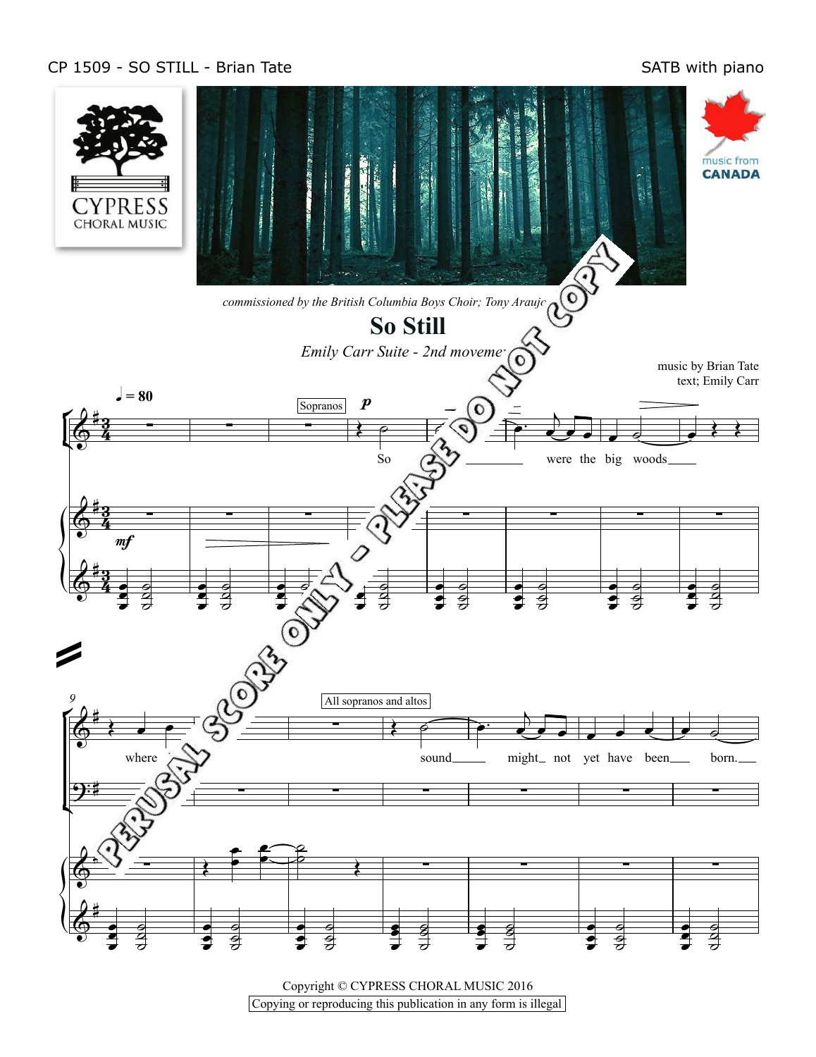CP 1509 - SO STILL - Brian Tate

SATB with piano

CYPRESS CHORAL MUSIC

music from CANADA

*commissioned by the British Columbia Boys Choir; Tony Araujo*

# So Still

*Emily Carr Suite - 2nd movement*

music by Brian Tate
text; Emily Carr

♩ = 80

Sopranos *p*

So ___ were the big woods ___

*mf*

9

where

All sopranos and altos

sound ___ might_ not yet have been___ born.___

PERUSAL SCORE ONLY - PLEASE DO NOT COPY

Copyright © CYPRESS CHORAL MUSIC 2016

Copying or reproducing this publication in any form is illegal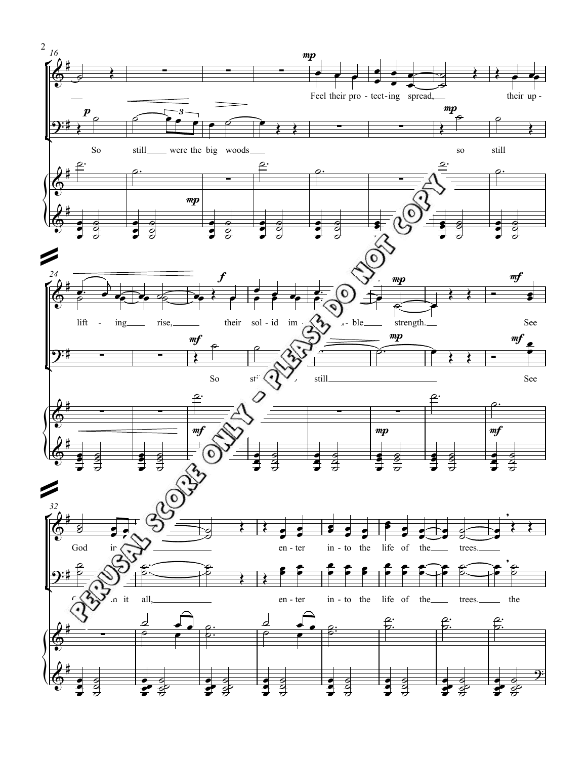Feel their pro - tect - ing spread, their up -

So still were the big woods so still

lift - ing rise, their sol - id im - ...a - ble strength. See

So sti... still See

God ir... en - ter in - to the life of the trees.

...n it all, en - ter in - to the life of the trees. the

PERUSAL SCORE ONLY - PLEASE DO NOT COPY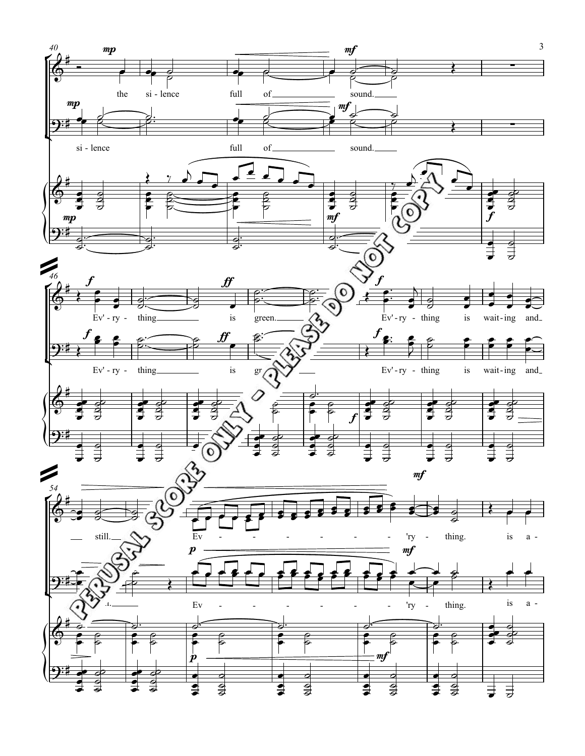the si - lence full of sound.

si - lence full of sound.

Ev' - ry - thing is green. Ev' - ry - thing is wait - ing and

Ev' - ry - thing is green. Ev' - ry - thing is wait - ing and

still. Ev - 'ry - thing. is a -

still. Ev - 'ry - thing. is a -

PERUSAL SCORE ONLY - PLEASE DO NOT COPY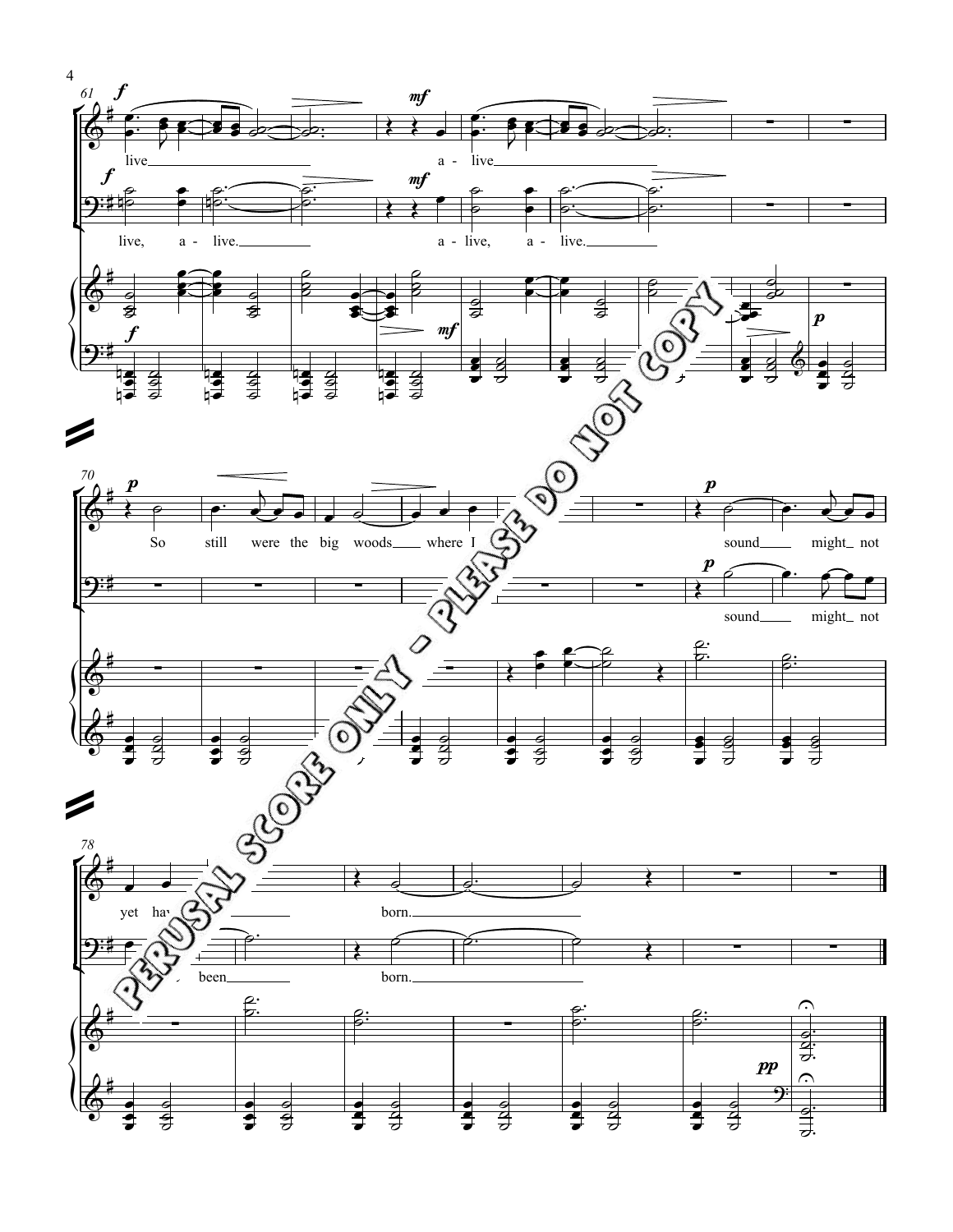61

*f*

live a - live

*mf*

*f*

live, a - live. a - live, a - live.

*mf*

*f*

*mf*

*p*

70

*p*

So still were the big woods where I sound might not

*p*

sound might not

78

yet have been born.

been born.

*pp*

PERUSAL SCORE ONLY - PLEASE DO NOT COPY